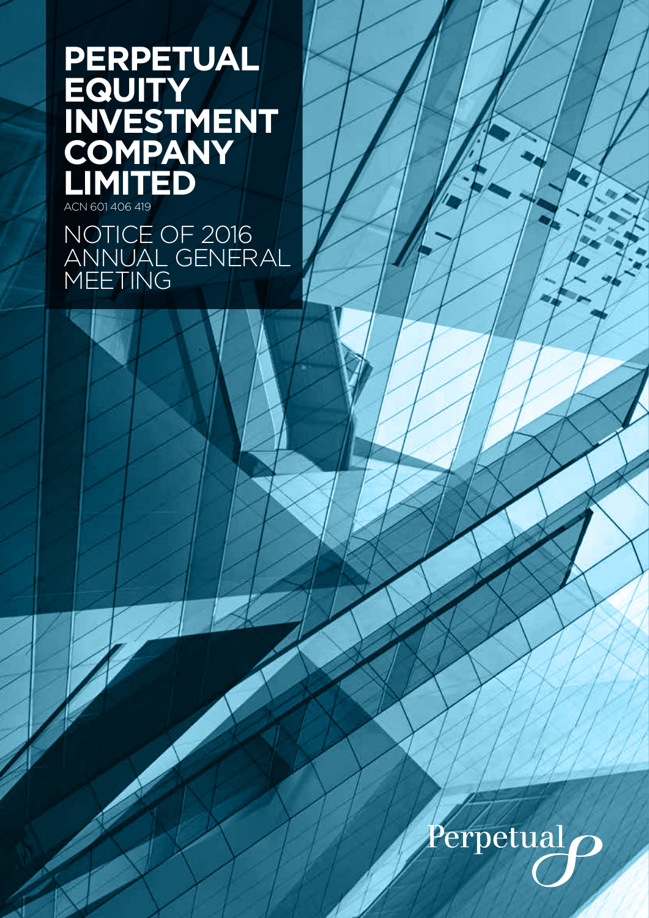# PERPETUAL EQUITY INVESTMENT COMPANY LIMITED

ACN 601 406 419

## NOTICE OF 2016 ANNUAL GENERAL MEETING

Perpetual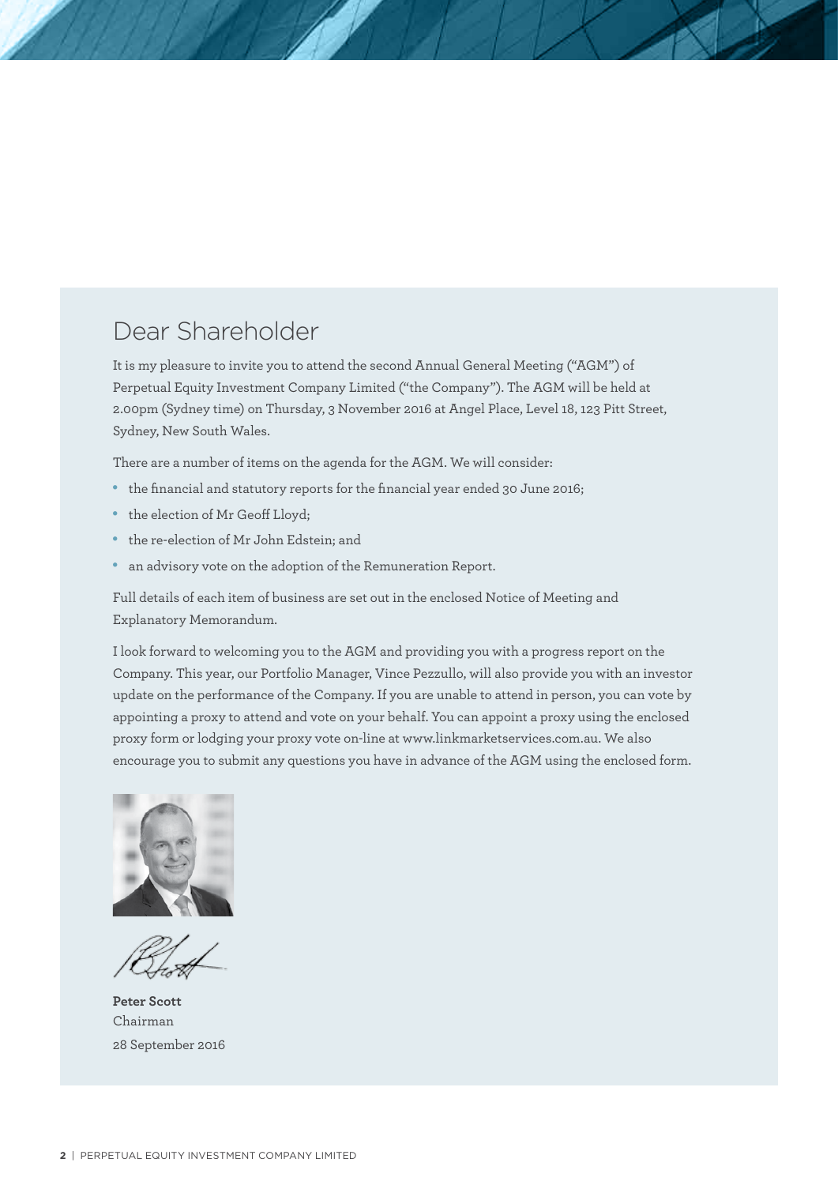# Dear Shareholder

It is my pleasure to invite you to attend the second Annual General Meeting ("AGM") of Perpetual Equity Investment Company Limited ("the Company"). The AGM will be held at 2.00pm (Sydney time) on Thursday, 3 November 2016 at Angel Place, Level 18, 123 Pitt Street, Sydney, New South Wales.

There are a number of items on the agenda for the AGM. We will consider:

- the financial and statutory reports for the financial year ended 30 June 2016;
- the election of Mr Geoff Lloyd;
- the re-election of Mr John Edstein; and
- an advisory vote on the adoption of the Remuneration Report.

Full details of each item of business are set out in the enclosed Notice of Meeting and Explanatory Memorandum.

I look forward to welcoming you to the AGM and providing you with a progress report on the Company. This year, our Portfolio Manager, Vince Pezzullo, will also provide you with an investor update on the performance of the Company. If you are unable to attend in person, you can vote by appointing a proxy to attend and vote on your behalf. You can appoint a proxy using the enclosed proxy form or lodging your proxy vote on-line at www.linkmarketservices.com.au. We also encourage you to submit any questions you have in advance of the AGM using the enclosed form.

**Peter Scott**
Chairman
28 September 2016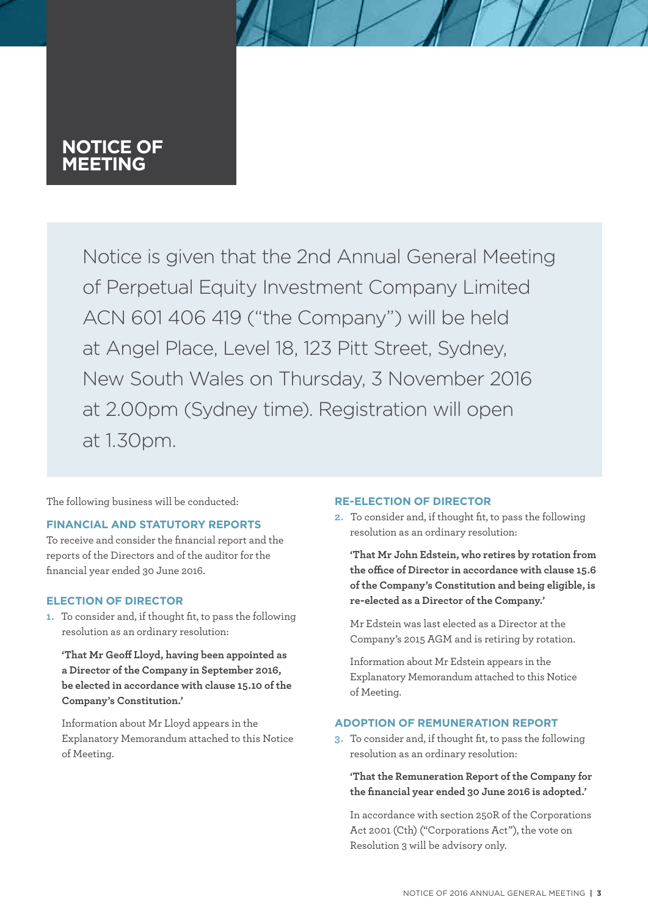# NOTICE OF MEETING

Notice is given that the 2nd Annual General Meeting of Perpetual Equity Investment Company Limited ACN 601 406 419 ("the Company") will be held at Angel Place, Level 18, 123 Pitt Street, Sydney, New South Wales on Thursday, 3 November 2016 at 2.00pm (Sydney time). Registration will open at 1.30pm.

The following business will be conducted:

## FINANCIAL AND STATUTORY REPORTS

To receive and consider the financial report and the reports of the Directors and of the auditor for the financial year ended 30 June 2016.

## ELECTION OF DIRECTOR

1. To consider and, if thought fit, to pass the following resolution as an ordinary resolution:

   **'That Mr Geoff Lloyd, having been appointed as a Director of the Company in September 2016, be elected in accordance with clause 15.10 of the Company's Constitution.'**

   Information about Mr Lloyd appears in the Explanatory Memorandum attached to this Notice of Meeting.

## RE-ELECTION OF DIRECTOR

2. To consider and, if thought fit, to pass the following resolution as an ordinary resolution:

   **'That Mr John Edstein, who retires by rotation from the office of Director in accordance with clause 15.6 of the Company's Constitution and being eligible, is re-elected as a Director of the Company.'**

   Mr Edstein was last elected as a Director at the Company's 2015 AGM and is retiring by rotation.

   Information about Mr Edstein appears in the Explanatory Memorandum attached to this Notice of Meeting.

## ADOPTION OF REMUNERATION REPORT

3. To consider and, if thought fit, to pass the following resolution as an ordinary resolution:

   **'That the Remuneration Report of the Company for the financial year ended 30 June 2016 is adopted.'**

   In accordance with section 250R of the Corporations Act 2001 (Cth) ("Corporations Act"), the vote on Resolution 3 will be advisory only.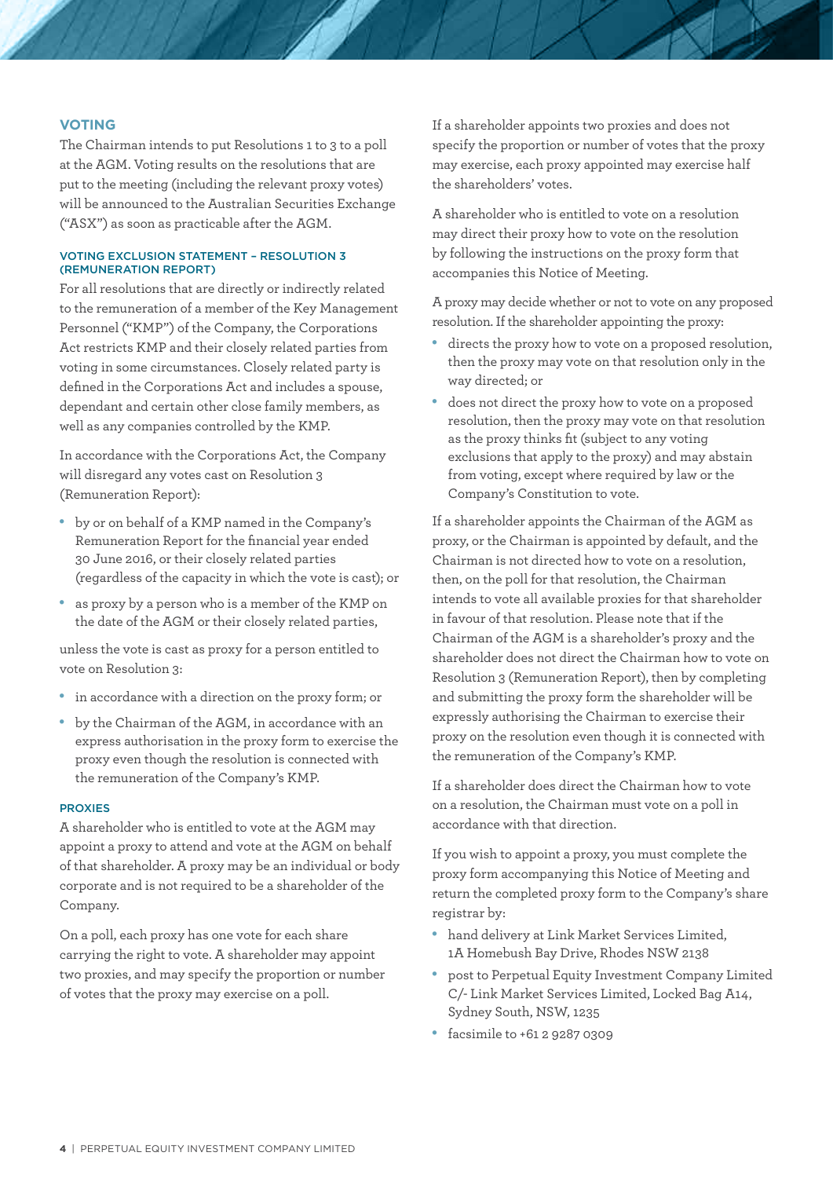## VOTING

The Chairman intends to put Resolutions 1 to 3 to a poll at the AGM. Voting results on the resolutions that are put to the meeting (including the relevant proxy votes) will be announced to the Australian Securities Exchange ("ASX") as soon as practicable after the AGM.

### VOTING EXCLUSION STATEMENT – RESOLUTION 3 (REMUNERATION REPORT)

For all resolutions that are directly or indirectly related to the remuneration of a member of the Key Management Personnel ("KMP") of the Company, the Corporations Act restricts KMP and their closely related parties from voting in some circumstances. Closely related party is defined in the Corporations Act and includes a spouse, dependant and certain other close family members, as well as any companies controlled by the KMP.

In accordance with the Corporations Act, the Company will disregard any votes cast on Resolution 3 (Remuneration Report):

- by or on behalf of a KMP named in the Company's Remuneration Report for the financial year ended 30 June 2016, or their closely related parties (regardless of the capacity in which the vote is cast); or
- as proxy by a person who is a member of the KMP on the date of the AGM or their closely related parties,

unless the vote is cast as proxy for a person entitled to vote on Resolution 3:

- in accordance with a direction on the proxy form; or
- by the Chairman of the AGM, in accordance with an express authorisation in the proxy form to exercise the proxy even though the resolution is connected with the remuneration of the Company's KMP.

### PROXIES

A shareholder who is entitled to vote at the AGM may appoint a proxy to attend and vote at the AGM on behalf of that shareholder. A proxy may be an individual or body corporate and is not required to be a shareholder of the Company.

On a poll, each proxy has one vote for each share carrying the right to vote. A shareholder may appoint two proxies, and may specify the proportion or number of votes that the proxy may exercise on a poll.

If a shareholder appoints two proxies and does not specify the proportion or number of votes that the proxy may exercise, each proxy appointed may exercise half the shareholders' votes.

A shareholder who is entitled to vote on a resolution may direct their proxy how to vote on the resolution by following the instructions on the proxy form that accompanies this Notice of Meeting.

A proxy may decide whether or not to vote on any proposed resolution. If the shareholder appointing the proxy:

- directs the proxy how to vote on a proposed resolution, then the proxy may vote on that resolution only in the way directed; or
- does not direct the proxy how to vote on a proposed resolution, then the proxy may vote on that resolution as the proxy thinks fit (subject to any voting exclusions that apply to the proxy) and may abstain from voting, except where required by law or the Company's Constitution to vote.

If a shareholder appoints the Chairman of the AGM as proxy, or the Chairman is appointed by default, and the Chairman is not directed how to vote on a resolution, then, on the poll for that resolution, the Chairman intends to vote all available proxies for that shareholder in favour of that resolution. Please note that if the Chairman of the AGM is a shareholder's proxy and the shareholder does not direct the Chairman how to vote on Resolution 3 (Remuneration Report), then by completing and submitting the proxy form the shareholder will be expressly authorising the Chairman to exercise their proxy on the resolution even though it is connected with the remuneration of the Company's KMP.

If a shareholder does direct the Chairman how to vote on a resolution, the Chairman must vote on a poll in accordance with that direction.

If you wish to appoint a proxy, you must complete the proxy form accompanying this Notice of Meeting and return the completed proxy form to the Company's share registrar by:

- hand delivery at Link Market Services Limited, 1A Homebush Bay Drive, Rhodes NSW 2138
- post to Perpetual Equity Investment Company Limited C/- Link Market Services Limited, Locked Bag A14, Sydney South, NSW, 1235
- facsimile to +61 2 9287 0309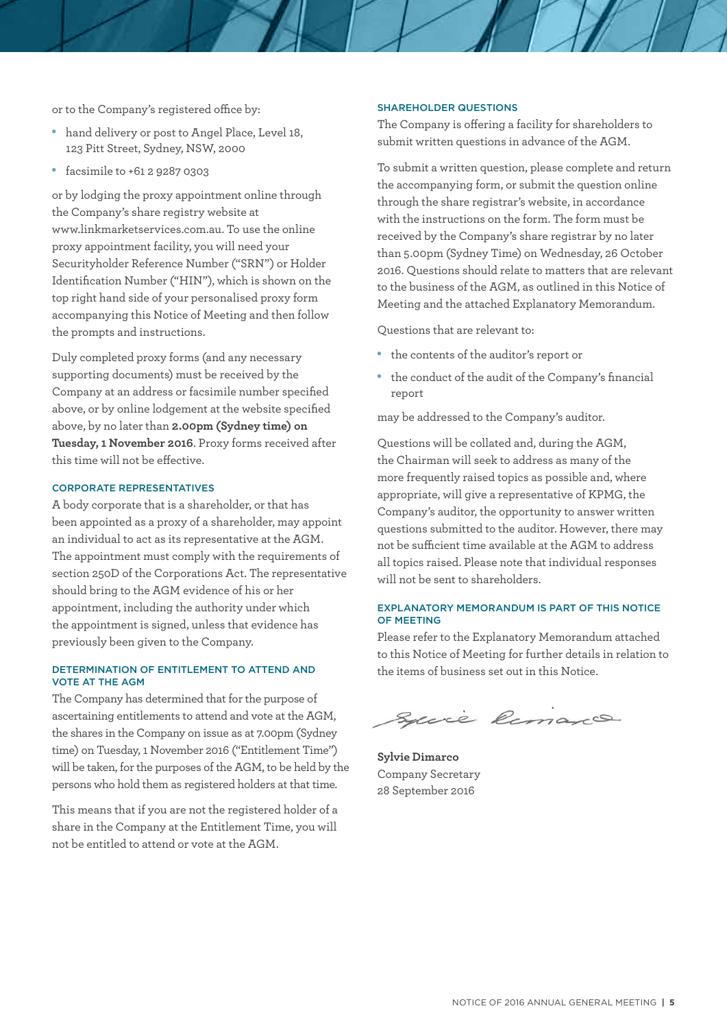or to the Company's registered office by:

- hand delivery or post to Angel Place, Level 18, 123 Pitt Street, Sydney, NSW, 2000
- facsimile to +61 2 9287 0303

or by lodging the proxy appointment online through the Company's share registry website at www.linkmarketservices.com.au. To use the online proxy appointment facility, you will need your Securityholder Reference Number ("SRN") or Holder Identification Number ("HIN"), which is shown on the top right hand side of your personalised proxy form accompanying this Notice of Meeting and then follow the prompts and instructions.

Duly completed proxy forms (and any necessary supporting documents) must be received by the Company at an address or facsimile number specified above, or by online lodgement at the website specified above, by no later than **2.00pm (Sydney time) on Tuesday, 1 November 2016**. Proxy forms received after this time will not be effective.

### CORPORATE REPRESENTATIVES

A body corporate that is a shareholder, or that has been appointed as a proxy of a shareholder, may appoint an individual to act as its representative at the AGM. The appointment must comply with the requirements of section 250D of the Corporations Act. The representative should bring to the AGM evidence of his or her appointment, including the authority under which the appointment is signed, unless that evidence has previously been given to the Company.

### DETERMINATION OF ENTITLEMENT TO ATTEND AND VOTE AT THE AGM

The Company has determined that for the purpose of ascertaining entitlements to attend and vote at the AGM, the shares in the Company on issue as at 7.00pm (Sydney time) on Tuesday, 1 November 2016 ("Entitlement Time") will be taken, for the purposes of the AGM, to be held by the persons who hold them as registered holders at that time.

This means that if you are not the registered holder of a share in the Company at the Entitlement Time, you will not be entitled to attend or vote at the AGM.

### SHAREHOLDER QUESTIONS

The Company is offering a facility for shareholders to submit written questions in advance of the AGM.

To submit a written question, please complete and return the accompanying form, or submit the question online through the share registrar's website, in accordance with the instructions on the form. The form must be received by the Company's share registrar by no later than 5.00pm (Sydney Time) on Wednesday, 26 October 2016. Questions should relate to matters that are relevant to the business of the AGM, as outlined in this Notice of Meeting and the attached Explanatory Memorandum.

Questions that are relevant to:

- the contents of the auditor's report or
- the conduct of the audit of the Company's financial report

may be addressed to the Company's auditor.

Questions will be collated and, during the AGM, the Chairman will seek to address as many of the more frequently raised topics as possible and, where appropriate, will give a representative of KPMG, the Company's auditor, the opportunity to answer written questions submitted to the auditor. However, there may not be sufficient time available at the AGM to address all topics raised. Please note that individual responses will not be sent to shareholders.

### EXPLANATORY MEMORANDUM IS PART OF THIS NOTICE OF MEETING

Please refer to the Explanatory Memorandum attached to this Notice of Meeting for further details in relation to the items of business set out in this Notice.

**Sylvie Dimarco**
Company Secretary
28 September 2016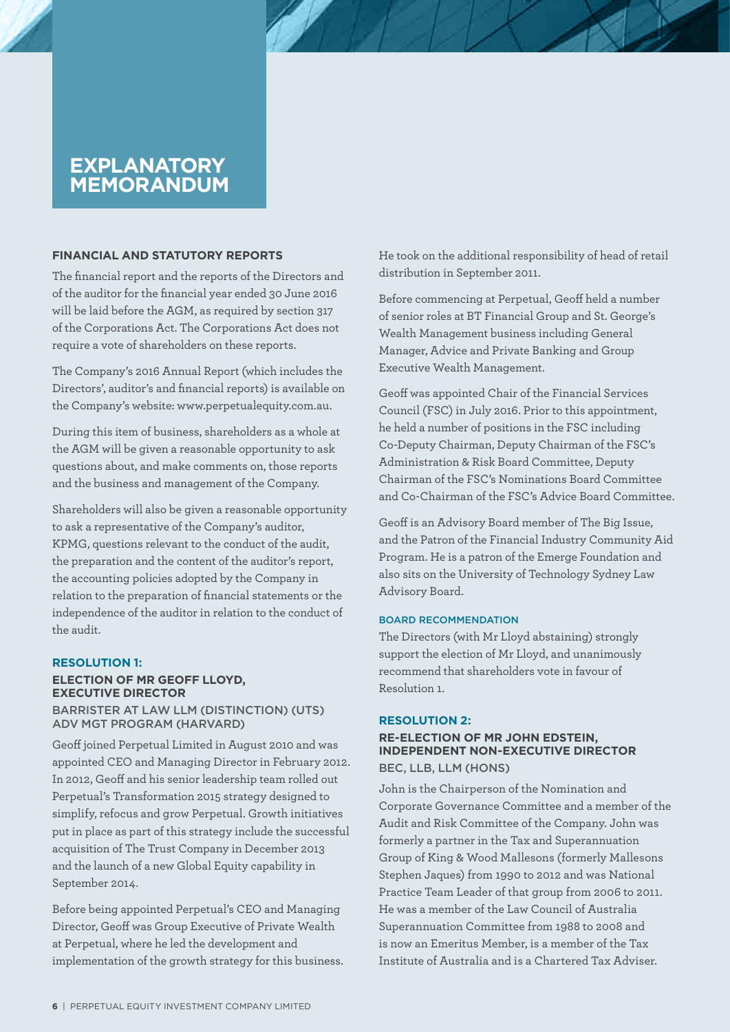# EXPLANATORY MEMORANDUM

## FINANCIAL AND STATUTORY REPORTS

The financial report and the reports of the Directors and of the auditor for the financial year ended 30 June 2016 will be laid before the AGM, as required by section 317 of the Corporations Act. The Corporations Act does not require a vote of shareholders on these reports.

The Company's 2016 Annual Report (which includes the Directors', auditor's and financial reports) is available on the Company's website: www.perpetualequity.com.au.

During this item of business, shareholders as a whole at the AGM will be given a reasonable opportunity to ask questions about, and make comments on, those reports and the business and management of the Company.

Shareholders will also be given a reasonable opportunity to ask a representative of the Company's auditor, KPMG, questions relevant to the conduct of the audit, the preparation and the content of the auditor's report, the accounting policies adopted by the Company in relation to the preparation of financial statements or the independence of the auditor in relation to the conduct of the audit.

## RESOLUTION 1:

### ELECTION OF MR GEOFF LLOYD, EXECUTIVE DIRECTOR

BARRISTER AT LAW LLM (DISTINCTION) (UTS) ADV MGT PROGRAM (HARVARD)

Geoff joined Perpetual Limited in August 2010 and was appointed CEO and Managing Director in February 2012. In 2012, Geoff and his senior leadership team rolled out Perpetual's Transformation 2015 strategy designed to simplify, refocus and grow Perpetual. Growth initiatives put in place as part of this strategy include the successful acquisition of The Trust Company in December 2013 and the launch of a new Global Equity capability in September 2014.

Before being appointed Perpetual's CEO and Managing Director, Geoff was Group Executive of Private Wealth at Perpetual, where he led the development and implementation of the growth strategy for this business. He took on the additional responsibility of head of retail distribution in September 2011.

Before commencing at Perpetual, Geoff held a number of senior roles at BT Financial Group and St. George's Wealth Management business including General Manager, Advice and Private Banking and Group Executive Wealth Management.

Geoff was appointed Chair of the Financial Services Council (FSC) in July 2016. Prior to this appointment, he held a number of positions in the FSC including Co-Deputy Chairman, Deputy Chairman of the FSC's Administration & Risk Board Committee, Deputy Chairman of the FSC's Nominations Board Committee and Co-Chairman of the FSC's Advice Board Committee.

Geoff is an Advisory Board member of The Big Issue, and the Patron of the Financial Industry Community Aid Program. He is a patron of the Emerge Foundation and also sits on the University of Technology Sydney Law Advisory Board.

#### BOARD RECOMMENDATION

The Directors (with Mr Lloyd abstaining) strongly support the election of Mr Lloyd, and unanimously recommend that shareholders vote in favour of Resolution 1.

## RESOLUTION 2:

### RE-ELECTION OF MR JOHN EDSTEIN, INDEPENDENT NON-EXECUTIVE DIRECTOR

BEC, LLB, LLM (HONS)

John is the Chairperson of the Nomination and Corporate Governance Committee and a member of the Audit and Risk Committee of the Company. John was formerly a partner in the Tax and Superannuation Group of King & Wood Mallesons (formerly Mallesons Stephen Jaques) from 1990 to 2012 and was National Practice Team Leader of that group from 2006 to 2011. He was a member of the Law Council of Australia Superannuation Committee from 1988 to 2008 and is now an Emeritus Member, is a member of the Tax Institute of Australia and is a Chartered Tax Adviser.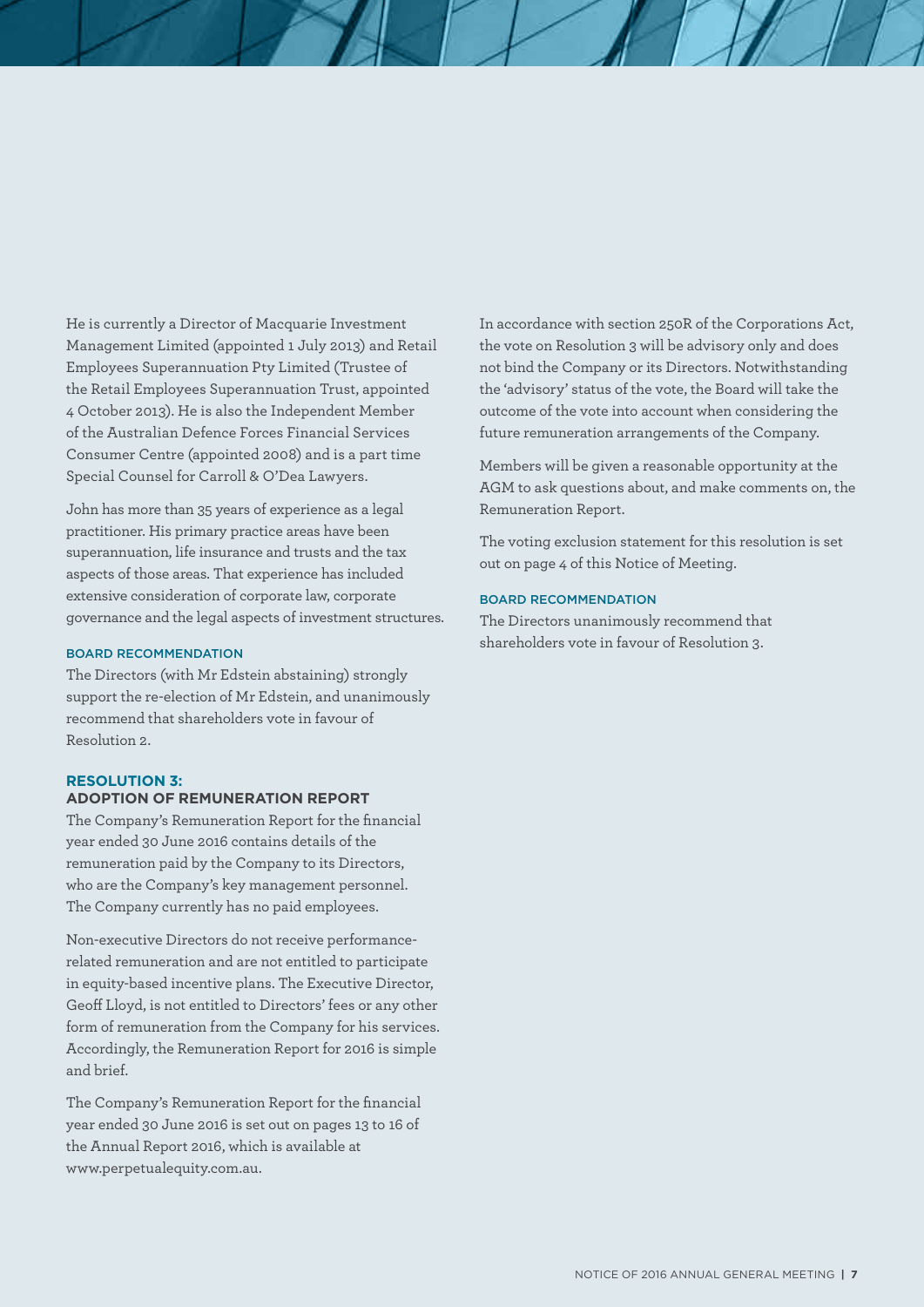He is currently a Director of Macquarie Investment Management Limited (appointed 1 July 2013) and Retail Employees Superannuation Pty Limited (Trustee of the Retail Employees Superannuation Trust, appointed 4 October 2013). He is also the Independent Member of the Australian Defence Forces Financial Services Consumer Centre (appointed 2008) and is a part time Special Counsel for Carroll & O'Dea Lawyers.

John has more than 35 years of experience as a legal practitioner. His primary practice areas have been superannuation, life insurance and trusts and the tax aspects of those areas. That experience has included extensive consideration of corporate law, corporate governance and the legal aspects of investment structures.

#### BOARD RECOMMENDATION

The Directors (with Mr Edstein abstaining) strongly support the re-election of Mr Edstein, and unanimously recommend that shareholders vote in favour of Resolution 2.

### RESOLUTION 3:
### ADOPTION OF REMUNERATION REPORT

The Company's Remuneration Report for the financial year ended 30 June 2016 contains details of the remuneration paid by the Company to its Directors, who are the Company's key management personnel. The Company currently has no paid employees.

Non-executive Directors do not receive performance-related remuneration and are not entitled to participate in equity-based incentive plans. The Executive Director, Geoff Lloyd, is not entitled to Directors' fees or any other form of remuneration from the Company for his services. Accordingly, the Remuneration Report for 2016 is simple and brief.

The Company's Remuneration Report for the financial year ended 30 June 2016 is set out on pages 13 to 16 of the Annual Report 2016, which is available at www.perpetualequity.com.au.

In accordance with section 250R of the Corporations Act, the vote on Resolution 3 will be advisory only and does not bind the Company or its Directors. Notwithstanding the 'advisory' status of the vote, the Board will take the outcome of the vote into account when considering the future remuneration arrangements of the Company.

Members will be given a reasonable opportunity at the AGM to ask questions about, and make comments on, the Remuneration Report.

The voting exclusion statement for this resolution is set out on page 4 of this Notice of Meeting.

#### BOARD RECOMMENDATION

The Directors unanimously recommend that shareholders vote in favour of Resolution 3.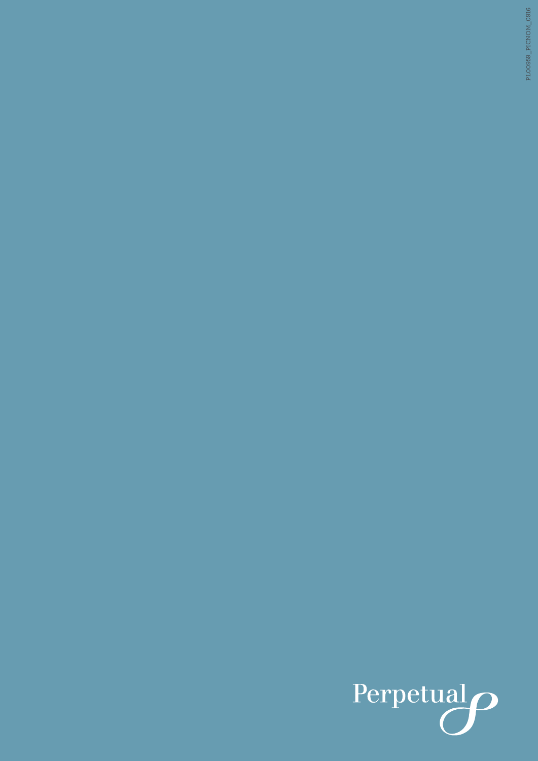PL00959_PICNOM_0916

Perpetual